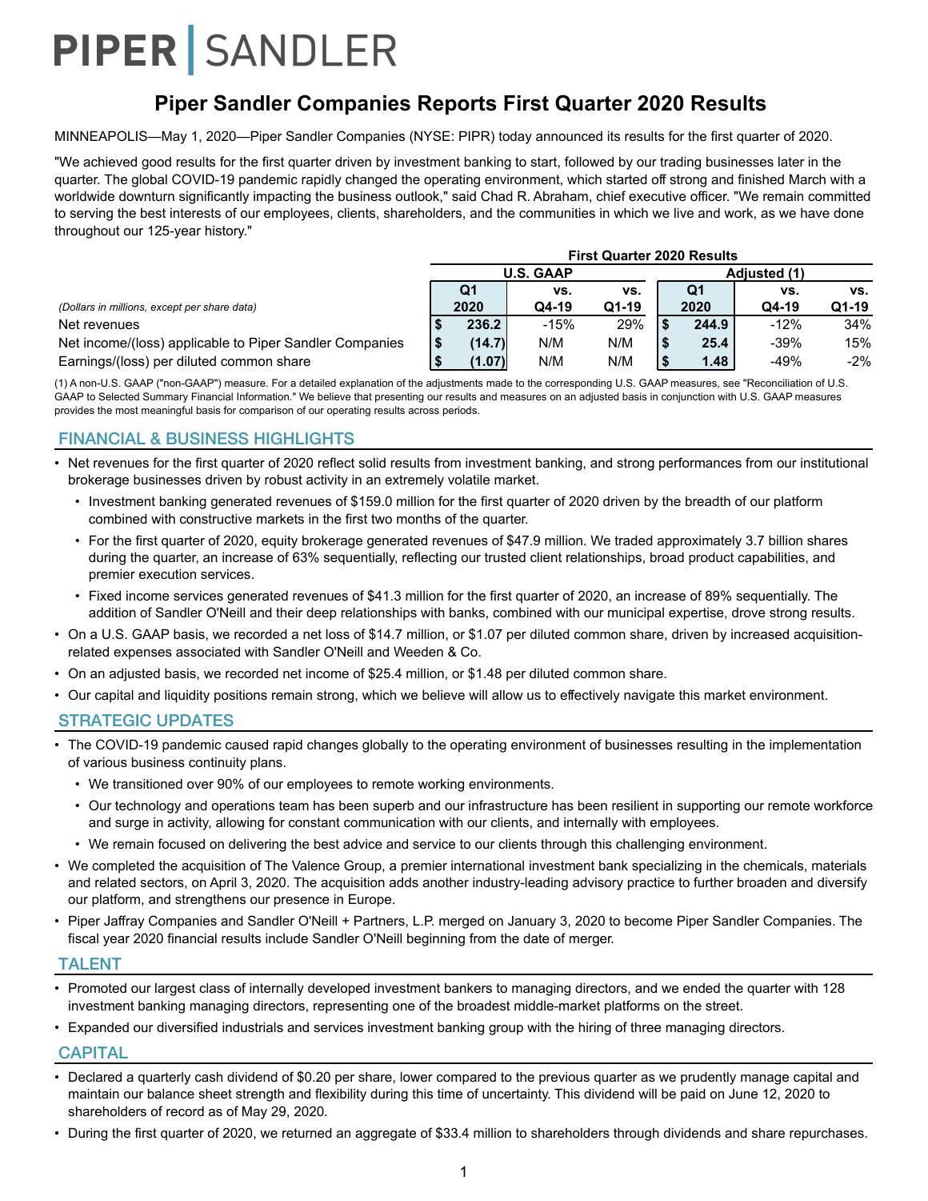# PIPER | SANDLER

## Piper Sandler Companies Reports First Quarter 2020 Results

MINNEAPOLIS—May 1, 2020—Piper Sandler Companies (NYSE: PIPR) today announced its results for the first quarter of 2020.

"We achieved good results for the first quarter driven by investment banking to start, followed by our trading businesses later in the quarter. The global COVID-19 pandemic rapidly changed the operating environment, which started off strong and finished March with a worldwide downturn significantly impacting the business outlook," said Chad R. Abraham, chief executive officer. "We remain committed to serving the best interests of our employees, clients, shareholders, and the communities in which we live and work, as we have done throughout our 125-year history."

| | First Quarter 2020 Results | | | | | |
|---|---|---|---|---|---|---|
| | U.S. GAAP | | | Adjusted (1) | | |
| *(Dollars in millions, except per share data)* | Q1 2020 | vs. Q4-19 | vs. Q1-19 | Q1 2020 | vs. Q4-19 | vs. Q1-19 |
| Net revenues | $ 236.2 | -15% | 29% | $ 244.9 | -12% | 34% |
| Net income/(loss) applicable to Piper Sandler Companies | $ (14.7) | N/M | N/M | $ 25.4 | -39% | 15% |
| Earnings/(loss) per diluted common share | $ (1.07) | N/M | N/M | $ 1.48 | -49% | -2% |

(1) A non-U.S. GAAP ("non-GAAP") measure. For a detailed explanation of the adjustments made to the corresponding U.S. GAAP measures, see "Reconciliation of U.S. GAAP to Selected Summary Financial Information." We believe that presenting our results and measures on an adjusted basis in conjunction with U.S. GAAP measures provides the most meaningful basis for comparison of our operating results across periods.

### FINANCIAL & BUSINESS HIGHLIGHTS

- Net revenues for the first quarter of 2020 reflect solid results from investment banking, and strong performances from our institutional brokerage businesses driven by robust activity in an extremely volatile market.
  - Investment banking generated revenues of $159.0 million for the first quarter of 2020 driven by the breadth of our platform combined with constructive markets in the first two months of the quarter.
  - For the first quarter of 2020, equity brokerage generated revenues of $47.9 million. We traded approximately 3.7 billion shares during the quarter, an increase of 63% sequentially, reflecting our trusted client relationships, broad product capabilities, and premier execution services.
  - Fixed income services generated revenues of $41.3 million for the first quarter of 2020, an increase of 89% sequentially. The addition of Sandler O'Neill and their deep relationships with banks, combined with our municipal expertise, drove strong results.
- On a U.S. GAAP basis, we recorded a net loss of $14.7 million, or $1.07 per diluted common share, driven by increased acquisition-related expenses associated with Sandler O'Neill and Weeden & Co.
- On an adjusted basis, we recorded net income of $25.4 million, or $1.48 per diluted common share.
- Our capital and liquidity positions remain strong, which we believe will allow us to effectively navigate this market environment.

### STRATEGIC UPDATES

- The COVID-19 pandemic caused rapid changes globally to the operating environment of businesses resulting in the implementation of various business continuity plans.
  - We transitioned over 90% of our employees to remote working environments.
  - Our technology and operations team has been superb and our infrastructure has been resilient in supporting our remote workforce and surge in activity, allowing for constant communication with our clients, and internally with employees.
  - We remain focused on delivering the best advice and service to our clients through this challenging environment.
- We completed the acquisition of The Valence Group, a premier international investment bank specializing in the chemicals, materials and related sectors, on April 3, 2020. The acquisition adds another industry-leading advisory practice to further broaden and diversify our platform, and strengthens our presence in Europe.
- Piper Jaffray Companies and Sandler O'Neill + Partners, L.P. merged on January 3, 2020 to become Piper Sandler Companies. The fiscal year 2020 financial results include Sandler O'Neill beginning from the date of merger.

### TALENT

- Promoted our largest class of internally developed investment bankers to managing directors, and we ended the quarter with 128 investment banking managing directors, representing one of the broadest middle-market platforms on the street.
- Expanded our diversified industrials and services investment banking group with the hiring of three managing directors.

### CAPITAL

- Declared a quarterly cash dividend of $0.20 per share, lower compared to the previous quarter as we prudently manage capital and maintain our balance sheet strength and flexibility during this time of uncertainty. This dividend will be paid on June 12, 2020 to shareholders of record as of May 29, 2020.
- During the first quarter of 2020, we returned an aggregate of $33.4 million to shareholders through dividends and share repurchases.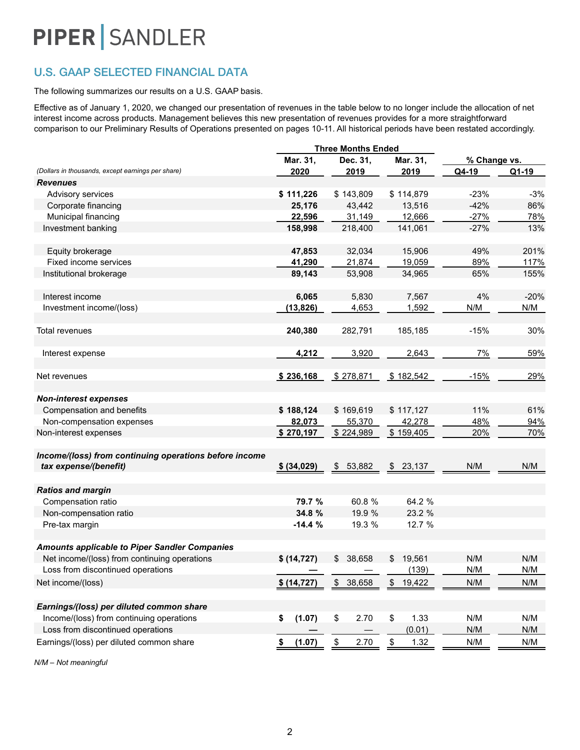PIPER | SANDLER

## U.S. GAAP SELECTED FINANCIAL DATA

The following summarizes our results on a U.S. GAAP basis.

Effective as of January 1, 2020, we changed our presentation of revenues in the table below to no longer include the allocation of net interest income across products. Management believes this new presentation of revenues provides for a more straightforward comparison to our Preliminary Results of Operations presented on pages 10-11. All historical periods have been restated accordingly.

| | Three Months Ended | | | % Change vs. | |
|---|---|---|---|---|---|
| *(Dollars in thousands, except earnings per share)* | **Mar. 31, 2020** | **Dec. 31, 2019** | **Mar. 31, 2019** | **Q4-19** | **Q1-19** |
| ***Revenues*** | | | | | |
| Advisory services | **$ 111,226** | $ 143,809 | $ 114,879 | -23% | -3% |
| Corporate financing | **25,176** | 43,442 | 13,516 | -42% | 86% |
| Municipal financing | **22,596** | 31,149 | 12,666 | -27% | 78% |
| Investment banking | **158,998** | 218,400 | 141,061 | -27% | 13% |
| Equity brokerage | **47,853** | 32,034 | 15,906 | 49% | 201% |
| Fixed income services | **41,290** | 21,874 | 19,059 | 89% | 117% |
| Institutional brokerage | **89,143** | 53,908 | 34,965 | 65% | 155% |
| Interest income | **6,065** | 5,830 | 7,567 | 4% | -20% |
| Investment income/(loss) | **(13,826)** | 4,653 | 1,592 | N/M | N/M |
| Total revenues | **240,380** | 282,791 | 185,185 | -15% | 30% |
| Interest expense | **4,212** | 3,920 | 2,643 | 7% | 59% |
| Net revenues | **$ 236,168** | $ 278,871 | $ 182,542 | -15% | 29% |
| ***Non-interest expenses*** | | | | | |
| Compensation and benefits | **$ 188,124** | $ 169,619 | $ 117,127 | 11% | 61% |
| Non-compensation expenses | **82,073** | 55,370 | 42,278 | 48% | 94% |
| Non-interest expenses | **$ 270,197** | $ 224,989 | $ 159,405 | 20% | 70% |
| ***Income/(loss) from continuing operations before income tax expense/(benefit)*** | **$ (34,029)** | $ 53,882 | $ 23,137 | N/M | N/M |
| ***Ratios and margin*** | | | | | |
| Compensation ratio | **79.7 %** | 60.8 % | 64.2 % | | |
| Non-compensation ratio | **34.8 %** | 19.9 % | 23.2 % | | |
| Pre-tax margin | **-14.4 %** | 19.3 % | 12.7 % | | |
| ***Amounts applicable to Piper Sandler Companies*** | | | | | |
| Net income/(loss) from continuing operations | **$ (14,727)** | $ 38,658 | $ 19,561 | N/M | N/M |
| Loss from discontinued operations | **—** | — | (139) | N/M | N/M |
| Net income/(loss) | **$ (14,727)** | $ 38,658 | $ 19,422 | N/M | N/M |
| ***Earnings/(loss) per diluted common share*** | | | | | |
| Income/(loss) from continuing operations | **$ (1.07)** | $ 2.70 | $ 1.33 | N/M | N/M |
| Loss from discontinued operations | **—** | — | (0.01) | N/M | N/M |
| Earnings/(loss) per diluted common share | **$ (1.07)** | $ 2.70 | $ 1.32 | N/M | N/M |

*N/M – Not meaningful*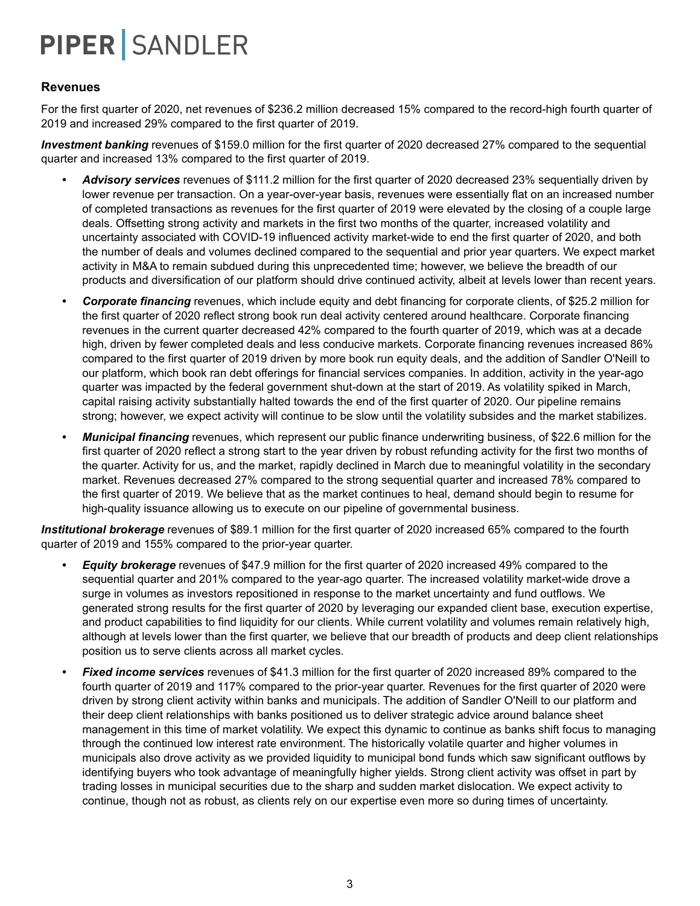## Revenues

For the first quarter of 2020, net revenues of $236.2 million decreased 15% compared to the record-high fourth quarter of 2019 and increased 29% compared to the first quarter of 2019.

***Investment banking*** revenues of $159.0 million for the first quarter of 2020 decreased 27% compared to the sequential quarter and increased 13% compared to the first quarter of 2019.

- ***Advisory services*** revenues of $111.2 million for the first quarter of 2020 decreased 23% sequentially driven by lower revenue per transaction. On a year-over-year basis, revenues were essentially flat on an increased number of completed transactions as revenues for the first quarter of 2019 were elevated by the closing of a couple large deals. Offsetting strong activity and markets in the first two months of the quarter, increased volatility and uncertainty associated with COVID-19 influenced activity market-wide to end the first quarter of 2020, and both the number of deals and volumes declined compared to the sequential and prior year quarters. We expect market activity in M&A to remain subdued during this unprecedented time; however, we believe the breadth of our products and diversification of our platform should drive continued activity, albeit at levels lower than recent years.
- ***Corporate financing*** revenues, which include equity and debt financing for corporate clients, of $25.2 million for the first quarter of 2020 reflect strong book run deal activity centered around healthcare. Corporate financing revenues in the current quarter decreased 42% compared to the fourth quarter of 2019, which was at a decade high, driven by fewer completed deals and less conducive markets. Corporate financing revenues increased 86% compared to the first quarter of 2019 driven by more book run equity deals, and the addition of Sandler O'Neill to our platform, which book ran debt offerings for financial services companies. In addition, activity in the year-ago quarter was impacted by the federal government shut-down at the start of 2019. As volatility spiked in March, capital raising activity substantially halted towards the end of the first quarter of 2020. Our pipeline remains strong; however, we expect activity will continue to be slow until the volatility subsides and the market stabilizes.
- ***Municipal financing*** revenues, which represent our public finance underwriting business, of $22.6 million for the first quarter of 2020 reflect a strong start to the year driven by robust refunding activity for the first two months of the quarter. Activity for us, and the market, rapidly declined in March due to meaningful volatility in the secondary market. Revenues decreased 27% compared to the strong sequential quarter and increased 78% compared to the first quarter of 2019. We believe that as the market continues to heal, demand should begin to resume for high-quality issuance allowing us to execute on our pipeline of governmental business.

***Institutional brokerage*** revenues of $89.1 million for the first quarter of 2020 increased 65% compared to the fourth quarter of 2019 and 155% compared to the prior-year quarter.

- ***Equity brokerage*** revenues of $47.9 million for the first quarter of 2020 increased 49% compared to the sequential quarter and 201% compared to the year-ago quarter. The increased volatility market-wide drove a surge in volumes as investors repositioned in response to the market uncertainty and fund outflows. We generated strong results for the first quarter of 2020 by leveraging our expanded client base, execution expertise, and product capabilities to find liquidity for our clients. While current volatility and volumes remain relatively high, although at levels lower than the first quarter, we believe that our breadth of products and deep client relationships position us to serve clients across all market cycles.
- ***Fixed income services*** revenues of $41.3 million for the first quarter of 2020 increased 89% compared to the fourth quarter of 2019 and 117% compared to the prior-year quarter. Revenues for the first quarter of 2020 were driven by strong client activity within banks and municipals. The addition of Sandler O'Neill to our platform and their deep client relationships with banks positioned us to deliver strategic advice around balance sheet management in this time of market volatility. We expect this dynamic to continue as banks shift focus to managing through the continued low interest rate environment. The historically volatile quarter and higher volumes in municipals also drove activity as we provided liquidity to municipal bond funds which saw significant outflows by identifying buyers who took advantage of meaningfully higher yields. Strong client activity was offset in part by trading losses in municipal securities due to the sharp and sudden market dislocation. We expect activity to continue, though not as robust, as clients rely on our expertise even more so during times of uncertainty.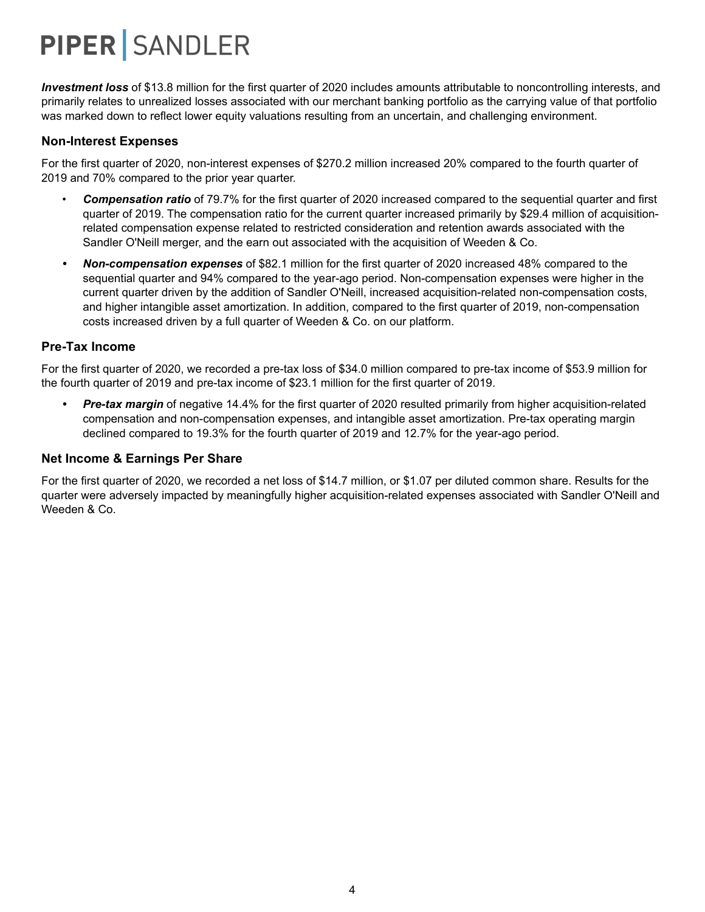***Investment loss*** of $13.8 million for the first quarter of 2020 includes amounts attributable to noncontrolling interests, and primarily relates to unrealized losses associated with our merchant banking portfolio as the carrying value of that portfolio was marked down to reflect lower equity valuations resulting from an uncertain, and challenging environment.

### Non-Interest Expenses

For the first quarter of 2020, non-interest expenses of $270.2 million increased 20% compared to the fourth quarter of 2019 and 70% compared to the prior year quarter.

- ***Compensation ratio*** of 79.7% for the first quarter of 2020 increased compared to the sequential quarter and first quarter of 2019. The compensation ratio for the current quarter increased primarily by $29.4 million of acquisition-related compensation expense related to restricted consideration and retention awards associated with the Sandler O'Neill merger, and the earn out associated with the acquisition of Weeden & Co.
- ***Non-compensation expenses*** of $82.1 million for the first quarter of 2020 increased 48% compared to the sequential quarter and 94% compared to the year-ago period. Non-compensation expenses were higher in the current quarter driven by the addition of Sandler O'Neill, increased acquisition-related non-compensation costs, and higher intangible asset amortization. In addition, compared to the first quarter of 2019, non-compensation costs increased driven by a full quarter of Weeden & Co. on our platform.

### Pre-Tax Income

For the first quarter of 2020, we recorded a pre-tax loss of $34.0 million compared to pre-tax income of $53.9 million for the fourth quarter of 2019 and pre-tax income of $23.1 million for the first quarter of 2019.

- ***Pre-tax margin*** of negative 14.4% for the first quarter of 2020 resulted primarily from higher acquisition-related compensation and non-compensation expenses, and intangible asset amortization. Pre-tax operating margin declined compared to 19.3% for the fourth quarter of 2019 and 12.7% for the year-ago period.

### Net Income & Earnings Per Share

For the first quarter of 2020, we recorded a net loss of $14.7 million, or $1.07 per diluted common share. Results for the quarter were adversely impacted by meaningfully higher acquisition-related expenses associated with Sandler O'Neill and Weeden & Co.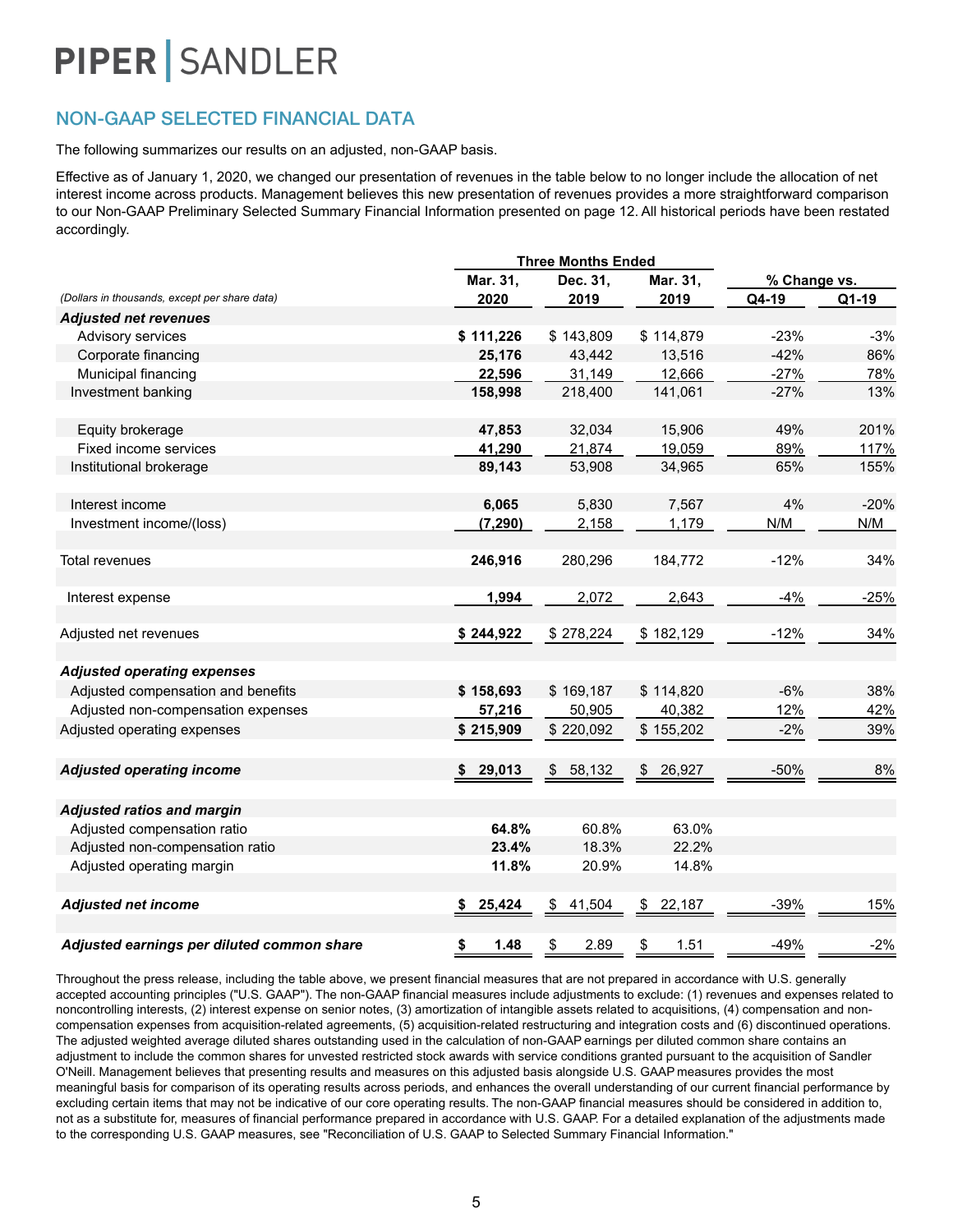PIPER | SANDLER

## NON-GAAP SELECTED FINANCIAL DATA

The following summarizes our results on an adjusted, non-GAAP basis.

Effective as of January 1, 2020, we changed our presentation of revenues in the table below to no longer include the allocation of net interest income across products. Management believes this new presentation of revenues provides a more straightforward comparison to our Non-GAAP Preliminary Selected Summary Financial Information presented on page 12. All historical periods have been restated accordingly.

| | Three Months Ended | | | % Change vs. | |
|---|---|---|---|---|---|
| *(Dollars in thousands, except per share data)* | **Mar. 31, 2020** | **Dec. 31, 2019** | **Mar. 31, 2019** | **Q4-19** | **Q1-19** |
| ***Adjusted net revenues*** | | | | | |
| Advisory services | **$ 111,226** | $ 143,809 | $ 114,879 | -23% | -3% |
| Corporate financing | **25,176** | 43,442 | 13,516 | -42% | 86% |
| Municipal financing | **22,596** | 31,149 | 12,666 | -27% | 78% |
| Investment banking | **158,998** | 218,400 | 141,061 | -27% | 13% |
| | | | | | |
| Equity brokerage | **47,853** | 32,034 | 15,906 | 49% | 201% |
| Fixed income services | **41,290** | 21,874 | 19,059 | 89% | 117% |
| Institutional brokerage | **89,143** | 53,908 | 34,965 | 65% | 155% |
| | | | | | |
| Interest income | **6,065** | 5,830 | 7,567 | 4% | -20% |
| Investment income/(loss) | **(7,290)** | 2,158 | 1,179 | N/M | N/M |
| | | | | | |
| Total revenues | **246,916** | 280,296 | 184,772 | -12% | 34% |
| | | | | | |
| Interest expense | **1,994** | 2,072 | 2,643 | -4% | -25% |
| | | | | | |
| Adjusted net revenues | **$ 244,922** | $ 278,224 | $ 182,129 | -12% | 34% |
| | | | | | |
| ***Adjusted operating expenses*** | | | | | |
| Adjusted compensation and benefits | **$ 158,693** | $ 169,187 | $ 114,820 | -6% | 38% |
| Adjusted non-compensation expenses | **57,216** | 50,905 | 40,382 | 12% | 42% |
| Adjusted operating expenses | **$ 215,909** | $ 220,092 | $ 155,202 | -2% | 39% |
| | | | | | |
| ***Adjusted operating income*** | **$ 29,013** | $ 58,132 | $ 26,927 | -50% | 8% |
| | | | | | |
| ***Adjusted ratios and margin*** | | | | | |
| Adjusted compensation ratio | **64.8%** | 60.8% | 63.0% | | |
| Adjusted non-compensation ratio | **23.4%** | 18.3% | 22.2% | | |
| Adjusted operating margin | **11.8%** | 20.9% | 14.8% | | |
| | | | | | |
| ***Adjusted net income*** | **$ 25,424** | $ 41,504 | $ 22,187 | -39% | 15% |
| | | | | | |
| ***Adjusted earnings per diluted common share*** | **$ 1.48** | $ 2.89 | $ 1.51 | -49% | -2% |

Throughout the press release, including the table above, we present financial measures that are not prepared in accordance with U.S. generally accepted accounting principles ("U.S. GAAP"). The non-GAAP financial measures include adjustments to exclude: (1) revenues and expenses related to noncontrolling interests, (2) interest expense on senior notes, (3) amortization of intangible assets related to acquisitions, (4) compensation and non-compensation expenses from acquisition-related agreements, (5) acquisition-related restructuring and integration costs and (6) discontinued operations. The adjusted weighted average diluted shares outstanding used in the calculation of non-GAAP earnings per diluted common share contains an adjustment to include the common shares for unvested restricted stock awards with service conditions granted pursuant to the acquisition of Sandler O'Neill. Management believes that presenting results and measures on this adjusted basis alongside U.S. GAAP measures provides the most meaningful basis for comparison of its operating results across periods, and enhances the overall understanding of our current financial performance by excluding certain items that may not be indicative of our core operating results. The non-GAAP financial measures should be considered in addition to, not as a substitute for, measures of financial performance prepared in accordance with U.S. GAAP. For a detailed explanation of the adjustments made to the corresponding U.S. GAAP measures, see "Reconciliation of U.S. GAAP to Selected Summary Financial Information."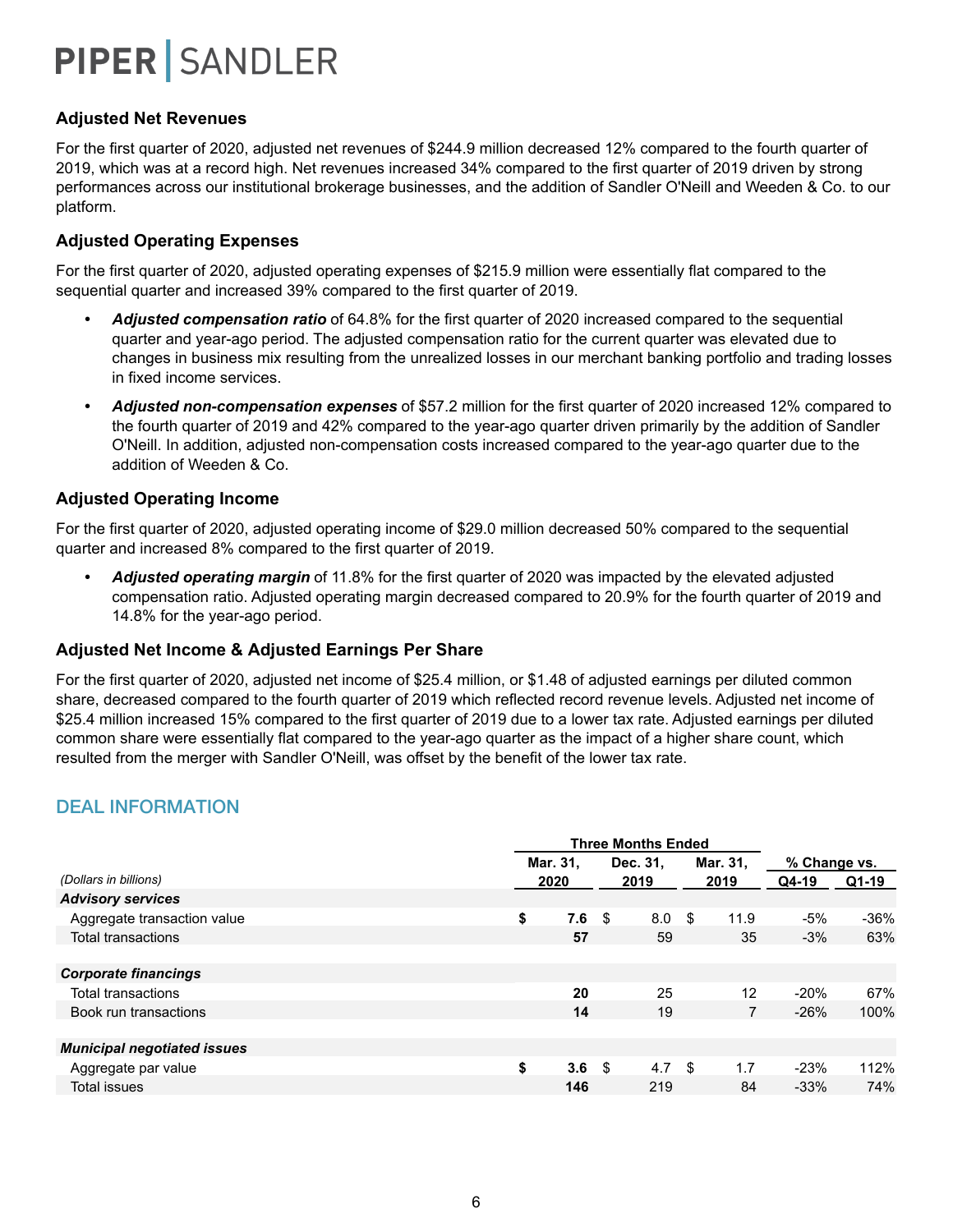PIPER | SANDLER

### Adjusted Net Revenues

For the first quarter of 2020, adjusted net revenues of $244.9 million decreased 12% compared to the fourth quarter of 2019, which was at a record high. Net revenues increased 34% compared to the first quarter of 2019 driven by strong performances across our institutional brokerage businesses, and the addition of Sandler O'Neill and Weeden & Co. to our platform.

### Adjusted Operating Expenses

For the first quarter of 2020, adjusted operating expenses of $215.9 million were essentially flat compared to the sequential quarter and increased 39% compared to the first quarter of 2019.

- ***Adjusted compensation ratio*** of 64.8% for the first quarter of 2020 increased compared to the sequential quarter and year-ago period. The adjusted compensation ratio for the current quarter was elevated due to changes in business mix resulting from the unrealized losses in our merchant banking portfolio and trading losses in fixed income services.
- ***Adjusted non-compensation expenses*** of $57.2 million for the first quarter of 2020 increased 12% compared to the fourth quarter of 2019 and 42% compared to the year-ago quarter driven primarily by the addition of Sandler O'Neill. In addition, adjusted non-compensation costs increased compared to the year-ago quarter due to the addition of Weeden & Co.

### Adjusted Operating Income

For the first quarter of 2020, adjusted operating income of $29.0 million decreased 50% compared to the sequential quarter and increased 8% compared to the first quarter of 2019.

- ***Adjusted operating margin*** of 11.8% for the first quarter of 2020 was impacted by the elevated adjusted compensation ratio. Adjusted operating margin decreased compared to 20.9% for the fourth quarter of 2019 and 14.8% for the year-ago period.

### Adjusted Net Income & Adjusted Earnings Per Share

For the first quarter of 2020, adjusted net income of $25.4 million, or $1.48 of adjusted earnings per diluted common share, decreased compared to the fourth quarter of 2019 which reflected record revenue levels. Adjusted net income of $25.4 million increased 15% compared to the first quarter of 2019 due to a lower tax rate. Adjusted earnings per diluted common share were essentially flat compared to the year-ago quarter as the impact of a higher share count, which resulted from the merger with Sandler O'Neill, was offset by the benefit of the lower tax rate.

## DEAL INFORMATION

| | Three Months Ended | | | % Change vs. | |
|---|---|---|---|---|---|
| *(Dollars in billions)* | Mar. 31, 2020 | Dec. 31, 2019 | Mar. 31, 2019 | Q4-19 | Q1-19 |
| ***Advisory services*** | | | | | |
| Aggregate transaction value | **$ 7.6** | $ 8.0 | $ 11.9 | -5% | -36% |
| Total transactions | **57** | 59 | 35 | -3% | 63% |
| ***Corporate financings*** | | | | | |
| Total transactions | **20** | 25 | 12 | -20% | 67% |
| Book run transactions | **14** | 19 | 7 | -26% | 100% |
| ***Municipal negotiated issues*** | | | | | |
| Aggregate par value | **$ 3.6** | $ 4.7 | $ 1.7 | -23% | 112% |
| Total issues | **146** | 219 | 84 | -33% | 74% |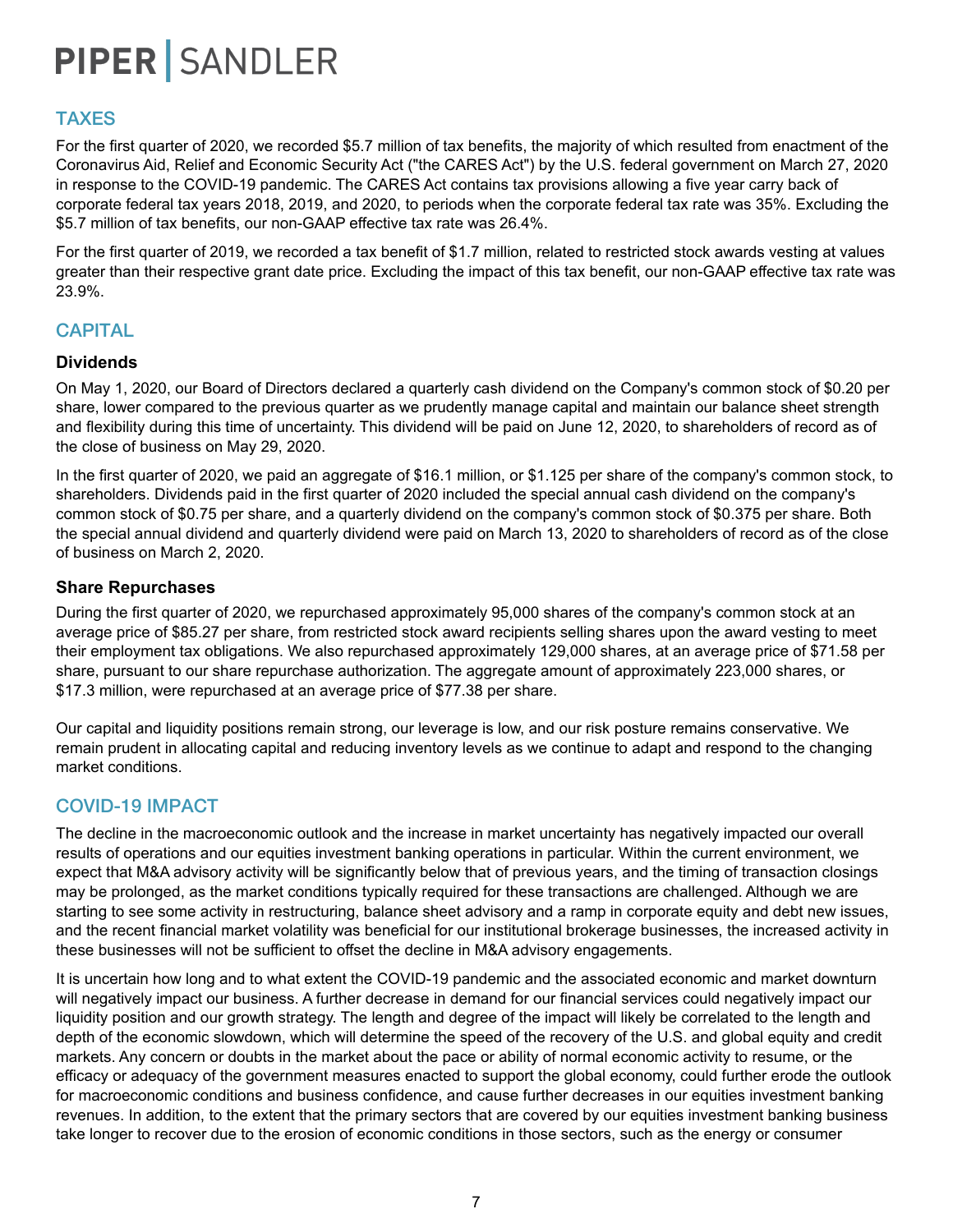## TAXES

For the first quarter of 2020, we recorded $5.7 million of tax benefits, the majority of which resulted from enactment of the Coronavirus Aid, Relief and Economic Security Act ("the CARES Act") by the U.S. federal government on March 27, 2020 in response to the COVID-19 pandemic. The CARES Act contains tax provisions allowing a five year carry back of corporate federal tax years 2018, 2019, and 2020, to periods when the corporate federal tax rate was 35%. Excluding the $5.7 million of tax benefits, our non-GAAP effective tax rate was 26.4%.

For the first quarter of 2019, we recorded a tax benefit of $1.7 million, related to restricted stock awards vesting at values greater than their respective grant date price. Excluding the impact of this tax benefit, our non-GAAP effective tax rate was 23.9%.

## CAPITAL

### Dividends

On May 1, 2020, our Board of Directors declared a quarterly cash dividend on the Company's common stock of $0.20 per share, lower compared to the previous quarter as we prudently manage capital and maintain our balance sheet strength and flexibility during this time of uncertainty. This dividend will be paid on June 12, 2020, to shareholders of record as of the close of business on May 29, 2020.

In the first quarter of 2020, we paid an aggregate of $16.1 million, or $1.125 per share of the company's common stock, to shareholders. Dividends paid in the first quarter of 2020 included the special annual cash dividend on the company's common stock of $0.75 per share, and a quarterly dividend on the company's common stock of $0.375 per share. Both the special annual dividend and quarterly dividend were paid on March 13, 2020 to shareholders of record as of the close of business on March 2, 2020.

### Share Repurchases

During the first quarter of 2020, we repurchased approximately 95,000 shares of the company's common stock at an average price of $85.27 per share, from restricted stock award recipients selling shares upon the award vesting to meet their employment tax obligations. We also repurchased approximately 129,000 shares, at an average price of $71.58 per share, pursuant to our share repurchase authorization. The aggregate amount of approximately 223,000 shares, or $17.3 million, were repurchased at an average price of $77.38 per share.

Our capital and liquidity positions remain strong, our leverage is low, and our risk posture remains conservative. We remain prudent in allocating capital and reducing inventory levels as we continue to adapt and respond to the changing market conditions.

## COVID-19 IMPACT

The decline in the macroeconomic outlook and the increase in market uncertainty has negatively impacted our overall results of operations and our equities investment banking operations in particular. Within the current environment, we expect that M&A advisory activity will be significantly below that of previous years, and the timing of transaction closings may be prolonged, as the market conditions typically required for these transactions are challenged. Although we are starting to see some activity in restructuring, balance sheet advisory and a ramp in corporate equity and debt new issues, and the recent financial market volatility was beneficial for our institutional brokerage businesses, the increased activity in these businesses will not be sufficient to offset the decline in M&A advisory engagements.

It is uncertain how long and to what extent the COVID-19 pandemic and the associated economic and market downturn will negatively impact our business. A further decrease in demand for our financial services could negatively impact our liquidity position and our growth strategy. The length and degree of the impact will likely be correlated to the length and depth of the economic slowdown, which will determine the speed of the recovery of the U.S. and global equity and credit markets. Any concern or doubts in the market about the pace or ability of normal economic activity to resume, or the efficacy or adequacy of the government measures enacted to support the global economy, could further erode the outlook for macroeconomic conditions and business confidence, and cause further decreases in our equities investment banking revenues. In addition, to the extent that the primary sectors that are covered by our equities investment banking business take longer to recover due to the erosion of economic conditions in those sectors, such as the energy or consumer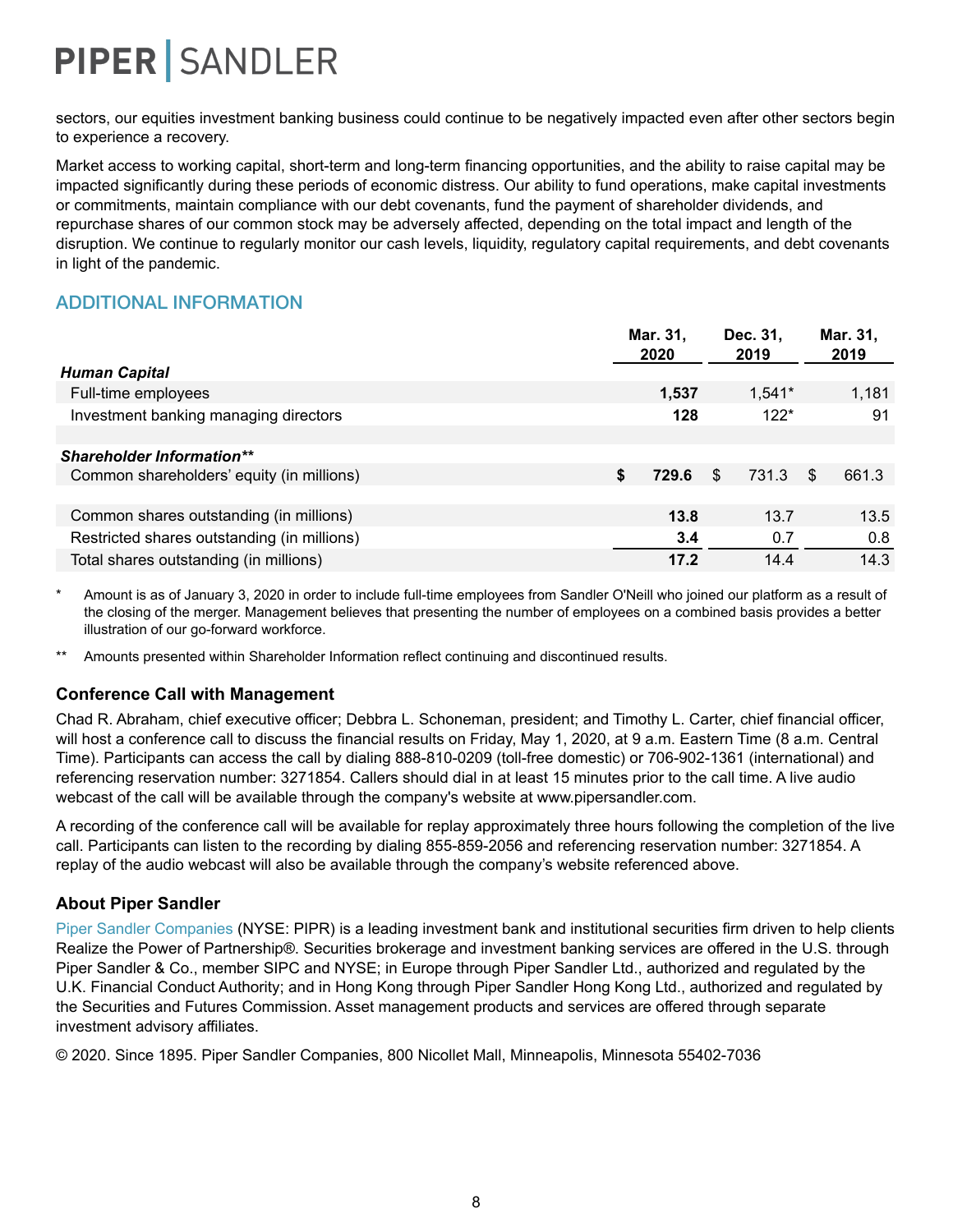sectors, our equities investment banking business could continue to be negatively impacted even after other sectors begin to experience a recovery.

Market access to working capital, short-term and long-term financing opportunities, and the ability to raise capital may be impacted significantly during these periods of economic distress. Our ability to fund operations, make capital investments or commitments, maintain compliance with our debt covenants, fund the payment of shareholder dividends, and repurchase shares of our common stock may be adversely affected, depending on the total impact and length of the disruption. We continue to regularly monitor our cash levels, liquidity, regulatory capital requirements, and debt covenants in light of the pandemic.

## ADDITIONAL INFORMATION

| | Mar. 31, 2020 | Dec. 31, 2019 | Mar. 31, 2019 |
|---|---|---|---|
| ***Human Capital*** | | | |
| Full-time employees | **1,537** | 1,541* | 1,181 |
| Investment banking managing directors | **128** | 122* | 91 |
| | | | |
| ***Shareholder Information**** | | | |
| Common shareholders' equity (in millions) | **$ 729.6** | $ 731.3 | $ 661.3 |
| | | | |
| Common shares outstanding (in millions) | **13.8** | 13.7 | 13.5 |
| Restricted shares outstanding (in millions) | **3.4** | 0.7 | 0.8 |
| Total shares outstanding (in millions) | **17.2** | 14.4 | 14.3 |

\* Amount is as of January 3, 2020 in order to include full-time employees from Sandler O'Neill who joined our platform as a result of the closing of the merger. Management believes that presenting the number of employees on a combined basis provides a better illustration of our go-forward workforce.

** Amounts presented within Shareholder Information reflect continuing and discontinued results.

### Conference Call with Management

Chad R. Abraham, chief executive officer; Debbra L. Schoneman, president; and Timothy L. Carter, chief financial officer, will host a conference call to discuss the financial results on Friday, May 1, 2020, at 9 a.m. Eastern Time (8 a.m. Central Time). Participants can access the call by dialing 888-810-0209 (toll-free domestic) or 706-902-1361 (international) and referencing reservation number: 3271854. Callers should dial in at least 15 minutes prior to the call time. A live audio webcast of the call will be available through the company's website at www.pipersandler.com.

A recording of the conference call will be available for replay approximately three hours following the completion of the live call. Participants can listen to the recording by dialing 855-859-2056 and referencing reservation number: 3271854. A replay of the audio webcast will also be available through the company's website referenced above.

### About Piper Sandler

Piper Sandler Companies (NYSE: PIPR) is a leading investment bank and institutional securities firm driven to help clients Realize the Power of Partnership®. Securities brokerage and investment banking services are offered in the U.S. through Piper Sandler & Co., member SIPC and NYSE; in Europe through Piper Sandler Ltd., authorized and regulated by the U.K. Financial Conduct Authority; and in Hong Kong through Piper Sandler Hong Kong Ltd., authorized and regulated by the Securities and Futures Commission. Asset management products and services are offered through separate investment advisory affiliates.

© 2020. Since 1895. Piper Sandler Companies, 800 Nicollet Mall, Minneapolis, Minnesota 55402-7036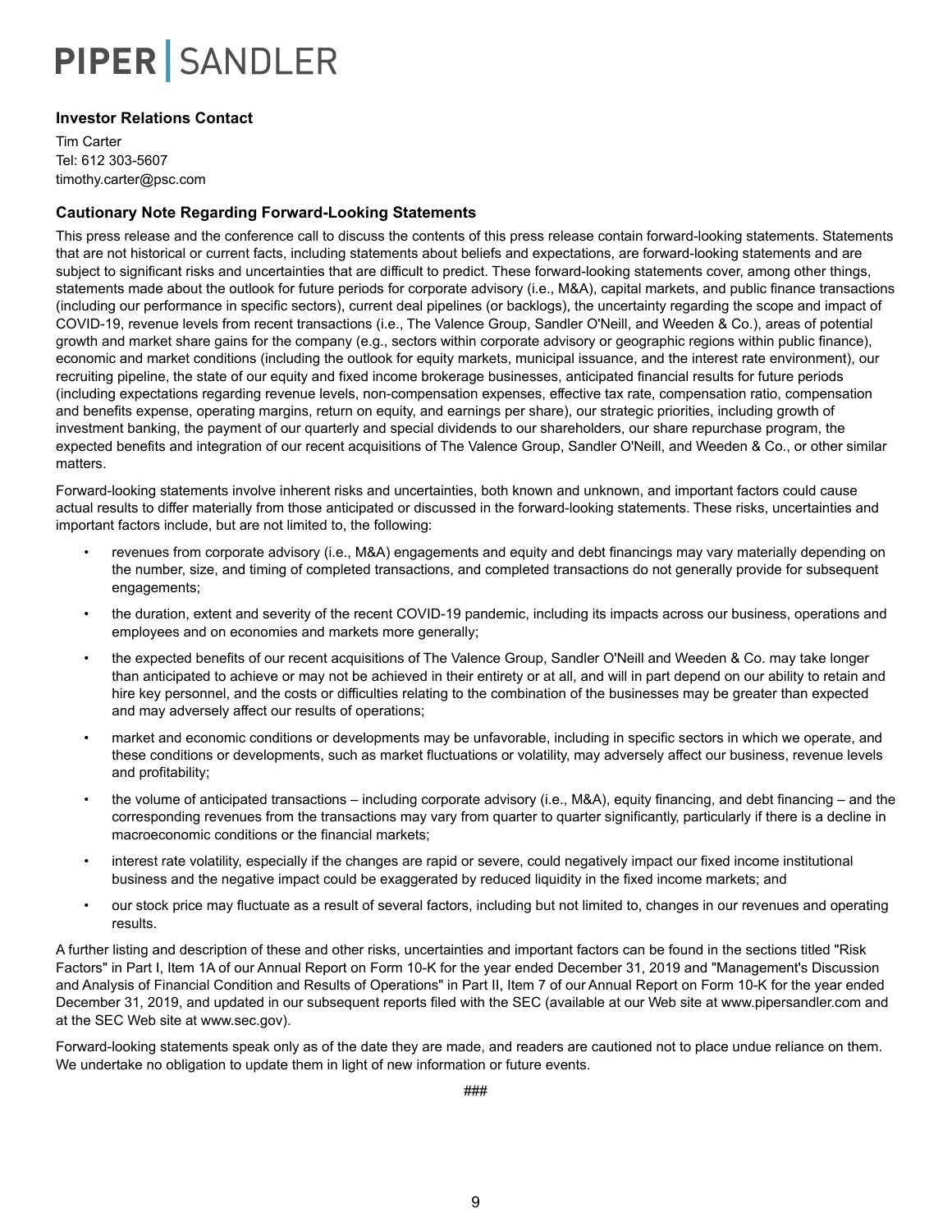# PIPER | SANDLER

**Investor Relations Contact**

Tim Carter
Tel: 612 303-5607
timothy.carter@psc.com

**Cautionary Note Regarding Forward-Looking Statements**

This press release and the conference call to discuss the contents of this press release contain forward-looking statements. Statements that are not historical or current facts, including statements about beliefs and expectations, are forward-looking statements and are subject to significant risks and uncertainties that are difficult to predict. These forward-looking statements cover, among other things, statements made about the outlook for future periods for corporate advisory (i.e., M&A), capital markets, and public finance transactions (including our performance in specific sectors), current deal pipelines (or backlogs), the uncertainty regarding the scope and impact of COVID-19, revenue levels from recent transactions (i.e., The Valence Group, Sandler O'Neill, and Weeden & Co.), areas of potential growth and market share gains for the company (e.g., sectors within corporate advisory or geographic regions within public finance), economic and market conditions (including the outlook for equity markets, municipal issuance, and the interest rate environment), our recruiting pipeline, the state of our equity and fixed income brokerage businesses, anticipated financial results for future periods (including expectations regarding revenue levels, non-compensation expenses, effective tax rate, compensation ratio, compensation and benefits expense, operating margins, return on equity, and earnings per share), our strategic priorities, including growth of investment banking, the payment of our quarterly and special dividends to our shareholders, our share repurchase program, the expected benefits and integration of our recent acquisitions of The Valence Group, Sandler O'Neill, and Weeden & Co., or other similar matters.

Forward-looking statements involve inherent risks and uncertainties, both known and unknown, and important factors could cause actual results to differ materially from those anticipated or discussed in the forward-looking statements. These risks, uncertainties and important factors include, but are not limited to, the following:

- revenues from corporate advisory (i.e., M&A) engagements and equity and debt financings may vary materially depending on the number, size, and timing of completed transactions, and completed transactions do not generally provide for subsequent engagements;
- the duration, extent and severity of the recent COVID-19 pandemic, including its impacts across our business, operations and employees and on economies and markets more generally;
- the expected benefits of our recent acquisitions of The Valence Group, Sandler O'Neill and Weeden & Co. may take longer than anticipated to achieve or may not be achieved in their entirety or at all, and will in part depend on our ability to retain and hire key personnel, and the costs or difficulties relating to the combination of the businesses may be greater than expected and may adversely affect our results of operations;
- market and economic conditions or developments may be unfavorable, including in specific sectors in which we operate, and these conditions or developments, such as market fluctuations or volatility, may adversely affect our business, revenue levels and profitability;
- the volume of anticipated transactions – including corporate advisory (i.e., M&A), equity financing, and debt financing – and the corresponding revenues from the transactions may vary from quarter to quarter significantly, particularly if there is a decline in macroeconomic conditions or the financial markets;
- interest rate volatility, especially if the changes are rapid or severe, could negatively impact our fixed income institutional business and the negative impact could be exaggerated by reduced liquidity in the fixed income markets; and
- our stock price may fluctuate as a result of several factors, including but not limited to, changes in our revenues and operating results.

A further listing and description of these and other risks, uncertainties and important factors can be found in the sections titled "Risk Factors" in Part I, Item 1A of our Annual Report on Form 10-K for the year ended December 31, 2019 and "Management's Discussion and Analysis of Financial Condition and Results of Operations" in Part II, Item 7 of our Annual Report on Form 10-K for the year ended December 31, 2019, and updated in our subsequent reports filed with the SEC (available at our Web site at www.pipersandler.com and at the SEC Web site at www.sec.gov).

Forward-looking statements speak only as of the date they are made, and readers are cautioned not to place undue reliance on them. We undertake no obligation to update them in light of new information or future events.

###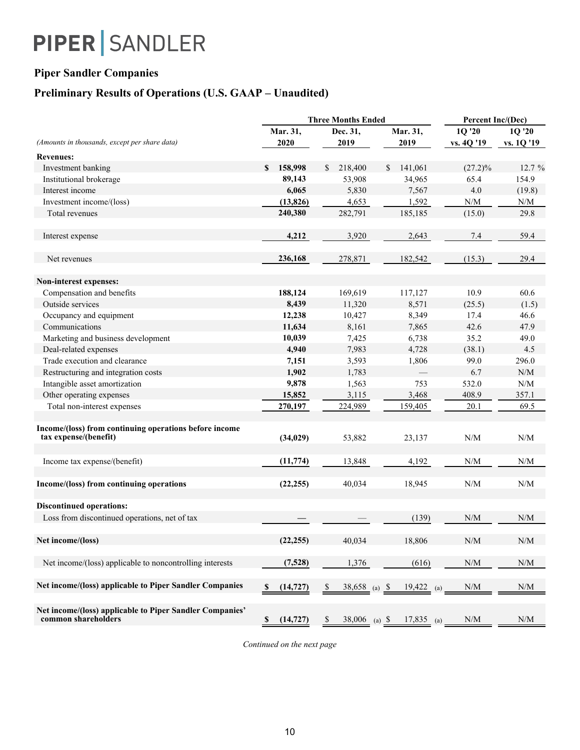PIPER | SANDLER

## Piper Sandler Companies

## Preliminary Results of Operations (U.S. GAAP – Unaudited)

| *(Amounts in thousands, except per share data)* | Three Months Ended | | | Percent Inc/(Dec) | |
|---|---|---|---|---|---|
| | **Mar. 31, 2020** | **Dec. 31, 2019** | **Mar. 31, 2019** | **1Q '20 vs. 4Q '19** | **1Q '20 vs. 1Q '19** |
| **Revenues:** | | | | | |
| Investment banking | **$ 158,998** | $ 218,400 | $ 141,061 | (27.2)% | 12.7 % |
| Institutional brokerage | **89,143** | 53,908 | 34,965 | 65.4 | 154.9 |
| Interest income | **6,065** | 5,830 | 7,567 | 4.0 | (19.8) |
| Investment income/(loss) | **(13,826)** | 4,653 | 1,592 | N/M | N/M |
| Total revenues | **240,380** | 282,791 | 185,185 | (15.0) | 29.8 |
| Interest expense | **4,212** | 3,920 | 2,643 | 7.4 | 59.4 |
| Net revenues | **236,168** | 278,871 | 182,542 | (15.3) | 29.4 |
| **Non-interest expenses:** | | | | | |
| Compensation and benefits | **188,124** | 169,619 | 117,127 | 10.9 | 60.6 |
| Outside services | **8,439** | 11,320 | 8,571 | (25.5) | (1.5) |
| Occupancy and equipment | **12,238** | 10,427 | 8,349 | 17.4 | 46.6 |
| Communications | **11,634** | 8,161 | 7,865 | 42.6 | 47.9 |
| Marketing and business development | **10,039** | 7,425 | 6,738 | 35.2 | 49.0 |
| Deal-related expenses | **4,940** | 7,983 | 4,728 | (38.1) | 4.5 |
| Trade execution and clearance | **7,151** | 3,593 | 1,806 | 99.0 | 296.0 |
| Restructuring and integration costs | **1,902** | 1,783 | — | 6.7 | N/M |
| Intangible asset amortization | **9,878** | 1,563 | 753 | 532.0 | N/M |
| Other operating expenses | **15,852** | 3,115 | 3,468 | 408.9 | 357.1 |
| Total non-interest expenses | **270,197** | 224,989 | 159,405 | 20.1 | 69.5 |
| **Income/(loss) from continuing operations before income tax expense/(benefit)** | **(34,029)** | 53,882 | 23,137 | N/M | N/M |
| Income tax expense/(benefit) | **(11,774)** | 13,848 | 4,192 | N/M | N/M |
| **Income/(loss) from continuing operations** | **(22,255)** | 40,034 | 18,945 | N/M | N/M |
| **Discontinued operations:** | | | | | |
| Loss from discontinued operations, net of tax | **—** | — | (139) | N/M | N/M |
| **Net income/(loss)** | **(22,255)** | 40,034 | 18,806 | N/M | N/M |
| Net income/(loss) applicable to noncontrolling interests | **(7,528)** | 1,376 | (616) | N/M | N/M |
| **Net income/(loss) applicable to Piper Sandler Companies** | **$ (14,727)** | $ 38,658 (a) | $ 19,422 (a) | N/M | N/M |
| **Net income/(loss) applicable to Piper Sandler Companies' common shareholders** | **$ (14,727)** | $ 38,006 (a) | $ 17,835 (a) | N/M | N/M |

*Continued on the next page*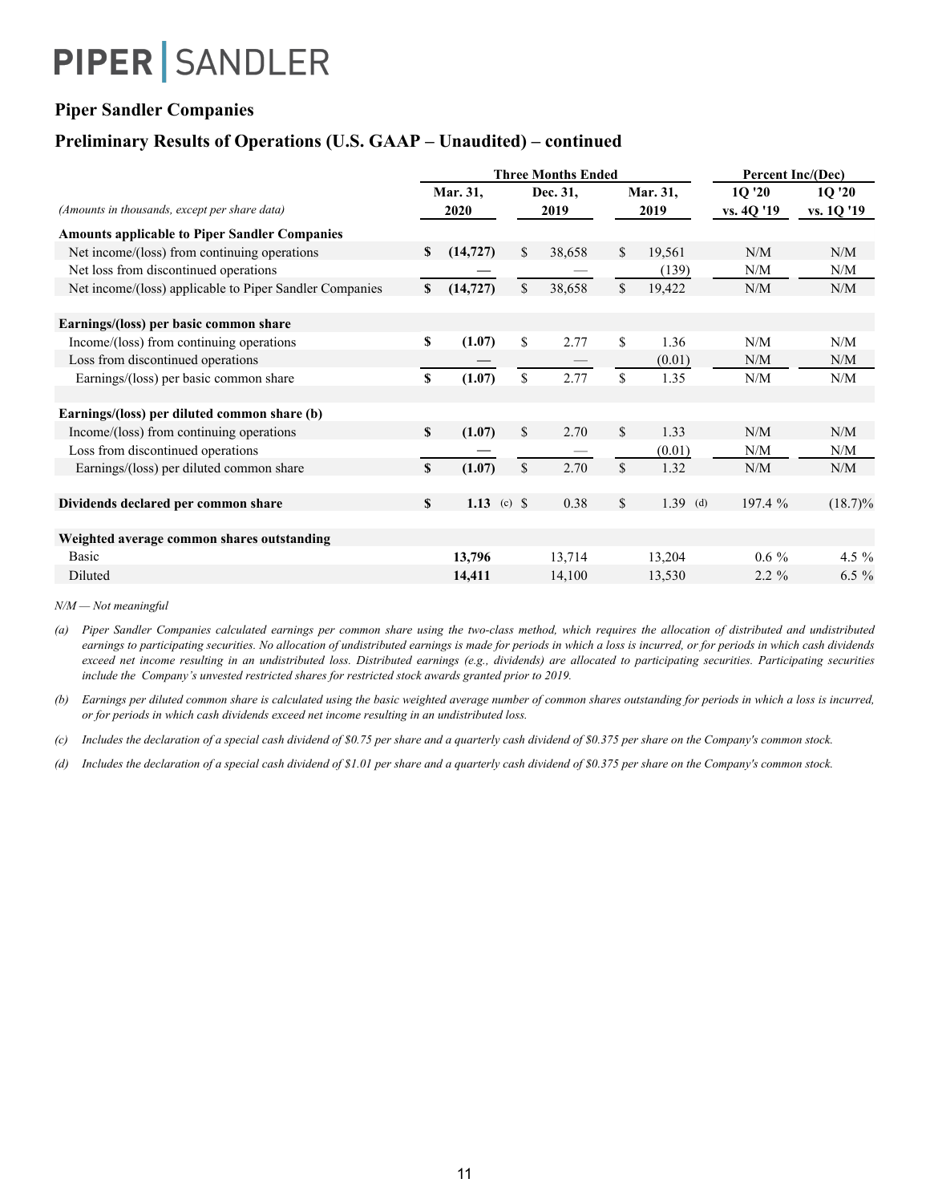# PIPER | SANDLER

## Piper Sandler Companies

## Preliminary Results of Operations (U.S. GAAP – Unaudited) – continued

| (Amounts in thousands, except per share data) | Three Months Ended | | | Percent Inc/(Dec) | |
|---|---|---|---|---|---|
| | Mar. 31, 2020 | Dec. 31, 2019 | Mar. 31, 2019 | 1Q '20 vs. 4Q '19 | 1Q '20 vs. 1Q '19 |
| **Amounts applicable to Piper Sandler Companies** | | | | | |
| Net income/(loss) from continuing operations | **$ (14,727)** | $ 38,658 | $ 19,561 | N/M | N/M |
| Net loss from discontinued operations | **—** | — | (139) | N/M | N/M |
| Net income/(loss) applicable to Piper Sandler Companies | **$ (14,727)** | $ 38,658 | $ 19,422 | N/M | N/M |
| **Earnings/(loss) per basic common share** | | | | | |
| Income/(loss) from continuing operations | **$ (1.07)** | $ 2.77 | $ 1.36 | N/M | N/M |
| Loss from discontinued operations | **—** | — | (0.01) | N/M | N/M |
| Earnings/(loss) per basic common share | **$ (1.07)** | $ 2.77 | $ 1.35 | N/M | N/M |
| **Earnings/(loss) per diluted common share (b)** | | | | | |
| Income/(loss) from continuing operations | **$ (1.07)** | $ 2.70 | $ 1.33 | N/M | N/M |
| Loss from discontinued operations | **—** | — | (0.01) | N/M | N/M |
| Earnings/(loss) per diluted common share | **$ (1.07)** | $ 2.70 | $ 1.32 | N/M | N/M |
| **Dividends declared per common share** | **$ 1.13** (c) | $ 0.38 | $ 1.39 (d) | 197.4 % | (18.7)% |
| **Weighted average common shares outstanding** | | | | | |
| Basic | **13,796** | 13,714 | 13,204 | 0.6 % | 4.5 % |
| Diluted | **14,411** | 14,100 | 13,530 | 2.2 % | 6.5 % |

*N/M — Not meaningful*

(a) *Piper Sandler Companies calculated earnings per common share using the two-class method, which requires the allocation of distributed and undistributed earnings to participating securities. No allocation of undistributed earnings is made for periods in which a loss is incurred, or for periods in which cash dividends exceed net income resulting in an undistributed loss. Distributed earnings (e.g., dividends) are allocated to participating securities. Participating securities include the Company's unvested restricted shares for restricted stock awards granted prior to 2019.*

(b) *Earnings per diluted common share is calculated using the basic weighted average number of common shares outstanding for periods in which a loss is incurred, or for periods in which cash dividends exceed net income resulting in an undistributed loss.*

(c) *Includes the declaration of a special cash dividend of $0.75 per share and a quarterly cash dividend of $0.375 per share on the Company's common stock.*

(d) *Includes the declaration of a special cash dividend of $1.01 per share and a quarterly cash dividend of $0.375 per share on the Company's common stock.*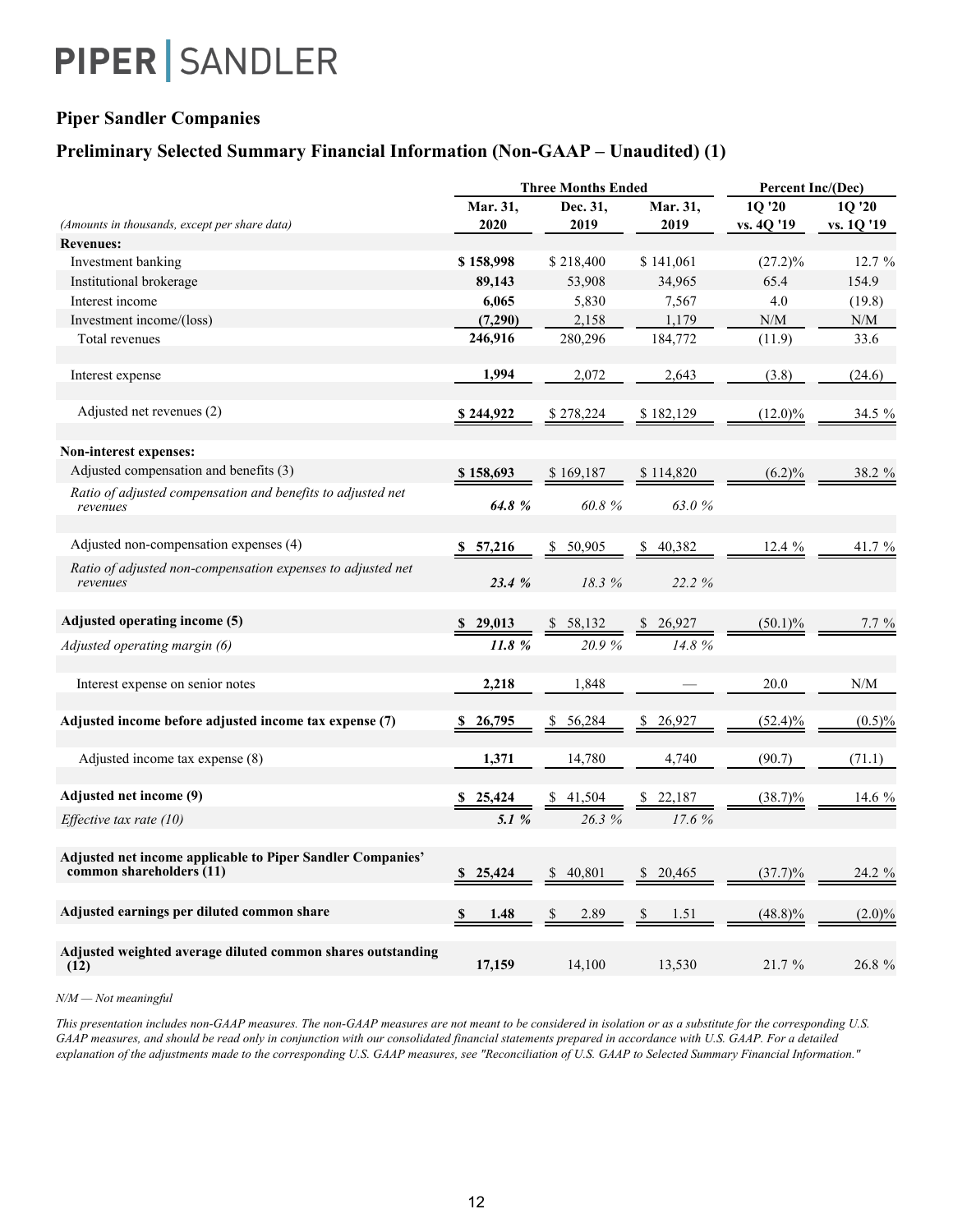PIPER | SANDLER

## Piper Sandler Companies

## Preliminary Selected Summary Financial Information (Non-GAAP – Unaudited) (1)

| *(Amounts in thousands, except per share data)* | Three Months Ended Mar. 31, 2020 | Dec. 31, 2019 | Mar. 31, 2019 | Percent Inc/(Dec) 1Q '20 vs. 4Q '19 | 1Q '20 vs. 1Q '19 |
|---|---|---|---|---|---|
| **Revenues:** | | | | | |
| Investment banking | **$ 158,998** | $ 218,400 | $ 141,061 | (27.2)% | 12.7 % |
| Institutional brokerage | **89,143** | 53,908 | 34,965 | 65.4 | 154.9 |
| Interest income | **6,065** | 5,830 | 7,567 | 4.0 | (19.8) |
| Investment income/(loss) | **(7,290)** | 2,158 | 1,179 | N/M | N/M |
| Total revenues | **246,916** | 280,296 | 184,772 | (11.9) | 33.6 |
| Interest expense | **1,994** | 2,072 | 2,643 | (3.8) | (24.6) |
| Adjusted net revenues (2) | **$ 244,922** | $ 278,224 | $ 182,129 | (12.0)% | 34.5 % |
| **Non-interest expenses:** | | | | | |
| Adjusted compensation and benefits (3) | **$ 158,693** | $ 169,187 | $ 114,820 | (6.2)% | 38.2 % |
| *Ratio of adjusted compensation and benefits to adjusted net revenues* | ***64.8 %*** | *60.8 %* | *63.0 %* | | |
| Adjusted non-compensation expenses (4) | **$ 57,216** | $ 50,905 | $ 40,382 | 12.4 % | 41.7 % |
| *Ratio of adjusted non-compensation expenses to adjusted net revenues* | ***23.4 %*** | *18.3 %* | *22.2 %* | | |
| **Adjusted operating income (5)** | **$ 29,013** | $ 58,132 | $ 26,927 | (50.1)% | 7.7 % |
| *Adjusted operating margin (6)* | ***11.8 %*** | *20.9 %* | *14.8 %* | | |
| Interest expense on senior notes | **2,218** | 1,848 | — | 20.0 | N/M |
| **Adjusted income before adjusted income tax expense (7)** | **$ 26,795** | $ 56,284 | $ 26,927 | (52.4)% | (0.5)% |
| Adjusted income tax expense (8) | **1,371** | 14,780 | 4,740 | (90.7) | (71.1) |
| **Adjusted net income (9)** | **$ 25,424** | $ 41,504 | $ 22,187 | (38.7)% | 14.6 % |
| *Effective tax rate (10)* | ***5.1 %*** | *26.3 %* | *17.6 %* | | |
| **Adjusted net income applicable to Piper Sandler Companies' common shareholders (11)** | **$ 25,424** | $ 40,801 | $ 20,465 | (37.7)% | 24.2 % |
| **Adjusted earnings per diluted common share** | **$ 1.48** | $ 2.89 | $ 1.51 | (48.8)% | (2.0)% |
| **Adjusted weighted average diluted common shares outstanding (12)** | **17,159** | 14,100 | 13,530 | 21.7 % | 26.8 % |

*N/M — Not meaningful*

*This presentation includes non-GAAP measures. The non-GAAP measures are not meant to be considered in isolation or as a substitute for the corresponding U.S. GAAP measures, and should be read only in conjunction with our consolidated financial statements prepared in accordance with U.S. GAAP. For a detailed explanation of the adjustments made to the corresponding U.S. GAAP measures, see "Reconciliation of U.S. GAAP to Selected Summary Financial Information."*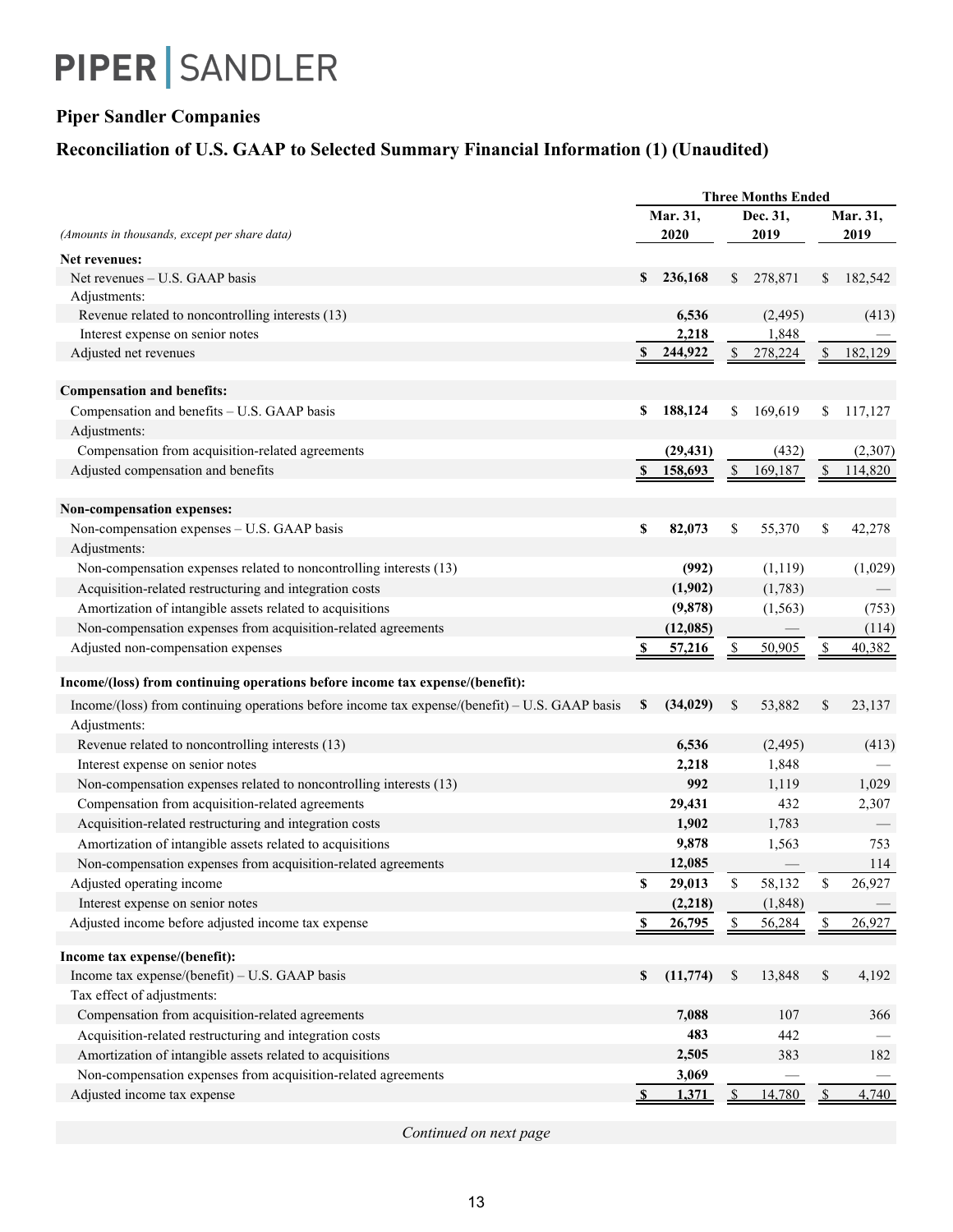PIPER | SANDLER

## Piper Sandler Companies

## Reconciliation of U.S. GAAP to Selected Summary Financial Information (1) (Unaudited)

| *(Amounts in thousands, except per share data)* | Three Months Ended Mar. 31, 2020 | Three Months Ended Dec. 31, 2019 | Three Months Ended Mar. 31, 2019 |
|---|---|---|---|
| **Net revenues:** | | | |
| Net revenues – U.S. GAAP basis | **$ 236,168** | $ 278,871 | $ 182,542 |
| Adjustments: | | | |
| Revenue related to noncontrolling interests (13) | **6,536** | (2,495) | (413) |
| Interest expense on senior notes | **2,218** | 1,848 | — |
| Adjusted net revenues | **$ 244,922** | $ 278,224 | $ 182,129 |
| **Compensation and benefits:** | | | |
| Compensation and benefits – U.S. GAAP basis | **$ 188,124** | $ 169,619 | $ 117,127 |
| Adjustments: | | | |
| Compensation from acquisition-related agreements | **(29,431)** | (432) | (2,307) |
| Adjusted compensation and benefits | **$ 158,693** | $ 169,187 | $ 114,820 |
| **Non-compensation expenses:** | | | |
| Non-compensation expenses – U.S. GAAP basis | **$ 82,073** | $ 55,370 | $ 42,278 |
| Adjustments: | | | |
| Non-compensation expenses related to noncontrolling interests (13) | **(992)** | (1,119) | (1,029) |
| Acquisition-related restructuring and integration costs | **(1,902)** | (1,783) | — |
| Amortization of intangible assets related to acquisitions | **(9,878)** | (1,563) | (753) |
| Non-compensation expenses from acquisition-related agreements | **(12,085)** | — | (114) |
| Adjusted non-compensation expenses | **$ 57,216** | $ 50,905 | $ 40,382 |
| **Income/(loss) from continuing operations before income tax expense/(benefit):** | | | |
| Income/(loss) from continuing operations before income tax expense/(benefit) – U.S. GAAP basis | **$ (34,029)** | $ 53,882 | $ 23,137 |
| Adjustments: | | | |
| Revenue related to noncontrolling interests (13) | **6,536** | (2,495) | (413) |
| Interest expense on senior notes | **2,218** | 1,848 | — |
| Non-compensation expenses related to noncontrolling interests (13) | **992** | 1,119 | 1,029 |
| Compensation from acquisition-related agreements | **29,431** | 432 | 2,307 |
| Acquisition-related restructuring and integration costs | **1,902** | 1,783 | — |
| Amortization of intangible assets related to acquisitions | **9,878** | 1,563 | 753 |
| Non-compensation expenses from acquisition-related agreements | **12,085** | — | 114 |
| Adjusted operating income | **$ 29,013** | $ 58,132 | $ 26,927 |
| Interest expense on senior notes | **(2,218)** | (1,848) | — |
| Adjusted income before adjusted income tax expense | **$ 26,795** | $ 56,284 | $ 26,927 |
| **Income tax expense/(benefit):** | | | |
| Income tax expense/(benefit) – U.S. GAAP basis | **$ (11,774)** | $ 13,848 | $ 4,192 |
| Tax effect of adjustments: | | | |
| Compensation from acquisition-related agreements | **7,088** | 107 | 366 |
| Acquisition-related restructuring and integration costs | **483** | 442 | — |
| Amortization of intangible assets related to acquisitions | **2,505** | 383 | 182 |
| Non-compensation expenses from acquisition-related agreements | **3,069** | — | — |
| Adjusted income tax expense | **$ 1,371** | $ 14,780 | $ 4,740 |

*Continued on next page*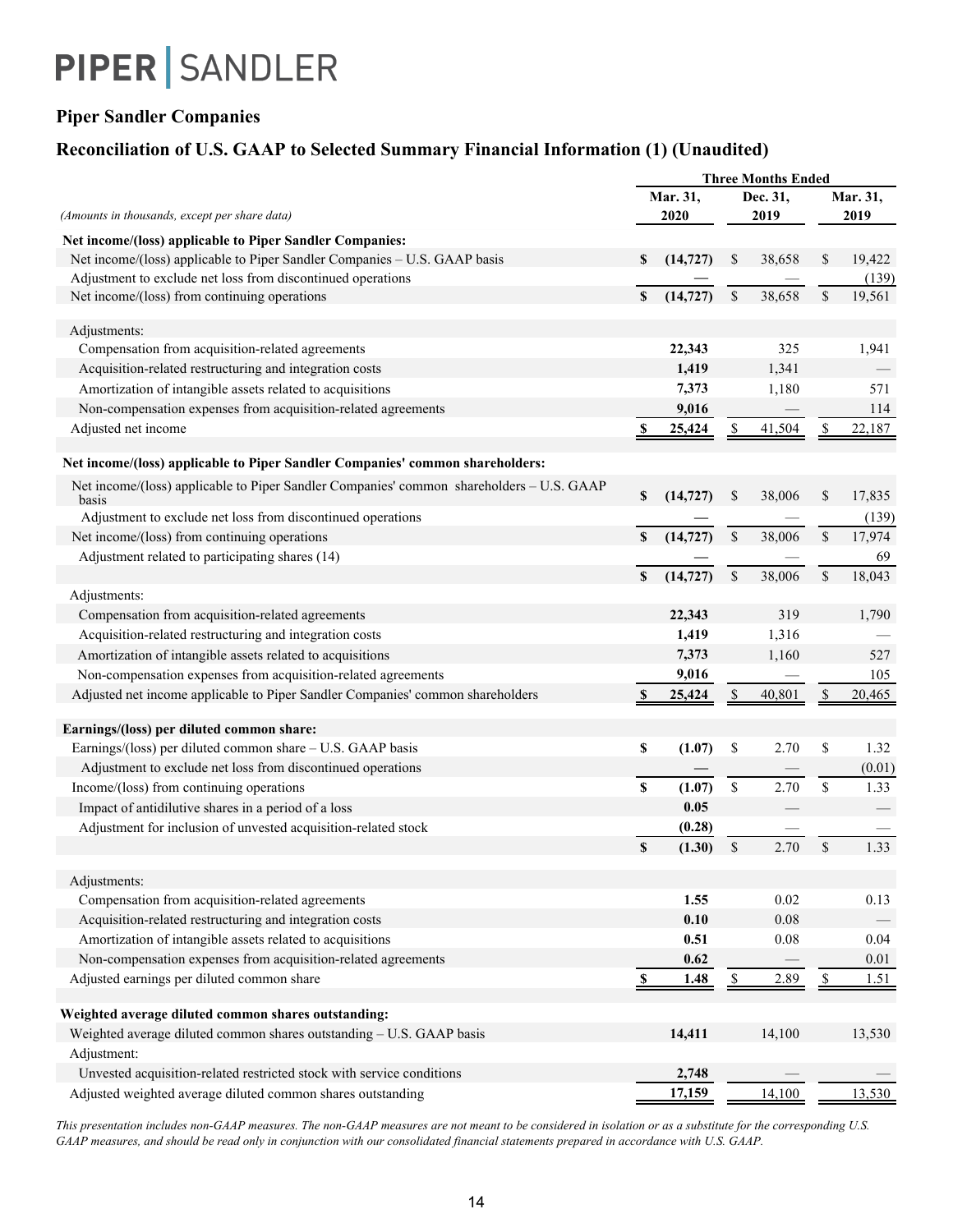PIPER | SANDLER

## Piper Sandler Companies

## Reconciliation of U.S. GAAP to Selected Summary Financial Information (1) (Unaudited)

| *(Amounts in thousands, except per share data)* | Three Months Ended | | |
|---|---|---|---|
| | Mar. 31, 2020 | Dec. 31, 2019 | Mar. 31, 2019 |
| **Net income/(loss) applicable to Piper Sandler Companies:** | | | |
| Net income/(loss) applicable to Piper Sandler Companies – U.S. GAAP basis | **$ (14,727)** | $ 38,658 | $ 19,422 |
| Adjustment to exclude net loss from discontinued operations | **—** | — | (139) |
| Net income/(loss) from continuing operations | **$ (14,727)** | $ 38,658 | $ 19,561 |
| Adjustments: | | | |
| Compensation from acquisition-related agreements | **22,343** | 325 | 1,941 |
| Acquisition-related restructuring and integration costs | **1,419** | 1,341 | — |
| Amortization of intangible assets related to acquisitions | **7,373** | 1,180 | 571 |
| Non-compensation expenses from acquisition-related agreements | **9,016** | — | 114 |
| Adjusted net income | **$ 25,424** | $ 41,504 | $ 22,187 |
| **Net income/(loss) applicable to Piper Sandler Companies' common shareholders:** | | | |
| Net income/(loss) applicable to Piper Sandler Companies' common shareholders – U.S. GAAP basis | **$ (14,727)** | $ 38,006 | $ 17,835 |
| Adjustment to exclude net loss from discontinued operations | **—** | — | (139) |
| Net income/(loss) from continuing operations | **$ (14,727)** | $ 38,006 | $ 17,974 |
| Adjustment related to participating shares (14) | **—** | — | 69 |
| | **$ (14,727)** | $ 38,006 | $ 18,043 |
| Adjustments: | | | |
| Compensation from acquisition-related agreements | **22,343** | 319 | 1,790 |
| Acquisition-related restructuring and integration costs | **1,419** | 1,316 | — |
| Amortization of intangible assets related to acquisitions | **7,373** | 1,160 | 527 |
| Non-compensation expenses from acquisition-related agreements | **9,016** | — | 105 |
| Adjusted net income applicable to Piper Sandler Companies' common shareholders | **$ 25,424** | $ 40,801 | $ 20,465 |
| **Earnings/(loss) per diluted common share:** | | | |
| Earnings/(loss) per diluted common share – U.S. GAAP basis | **$ (1.07)** | $ 2.70 | $ 1.32 |
| Adjustment to exclude net loss from discontinued operations | **—** | — | (0.01) |
| Income/(loss) from continuing operations | **$ (1.07)** | $ 2.70 | $ 1.33 |
| Impact of antidilutive shares in a period of a loss | **0.05** | — | — |
| Adjustment for inclusion of unvested acquisition-related stock | **(0.28)** | — | — |
| | **$ (1.30)** | $ 2.70 | $ 1.33 |
| Adjustments: | | | |
| Compensation from acquisition-related agreements | **1.55** | 0.02 | 0.13 |
| Acquisition-related restructuring and integration costs | **0.10** | 0.08 | — |
| Amortization of intangible assets related to acquisitions | **0.51** | 0.08 | 0.04 |
| Non-compensation expenses from acquisition-related agreements | **0.62** | — | 0.01 |
| Adjusted earnings per diluted common share | **$ 1.48** | $ 2.89 | $ 1.51 |
| **Weighted average diluted common shares outstanding:** | | | |
| Weighted average diluted common shares outstanding – U.S. GAAP basis | **14,411** | 14,100 | 13,530 |
| Adjustment: | | | |
| Unvested acquisition-related restricted stock with service conditions | **2,748** | — | — |
| Adjusted weighted average diluted common shares outstanding | **17,159** | 14,100 | 13,530 |

*This presentation includes non-GAAP measures. The non-GAAP measures are not meant to be considered in isolation or as a substitute for the corresponding U.S. GAAP measures, and should be read only in conjunction with our consolidated financial statements prepared in accordance with U.S. GAAP.*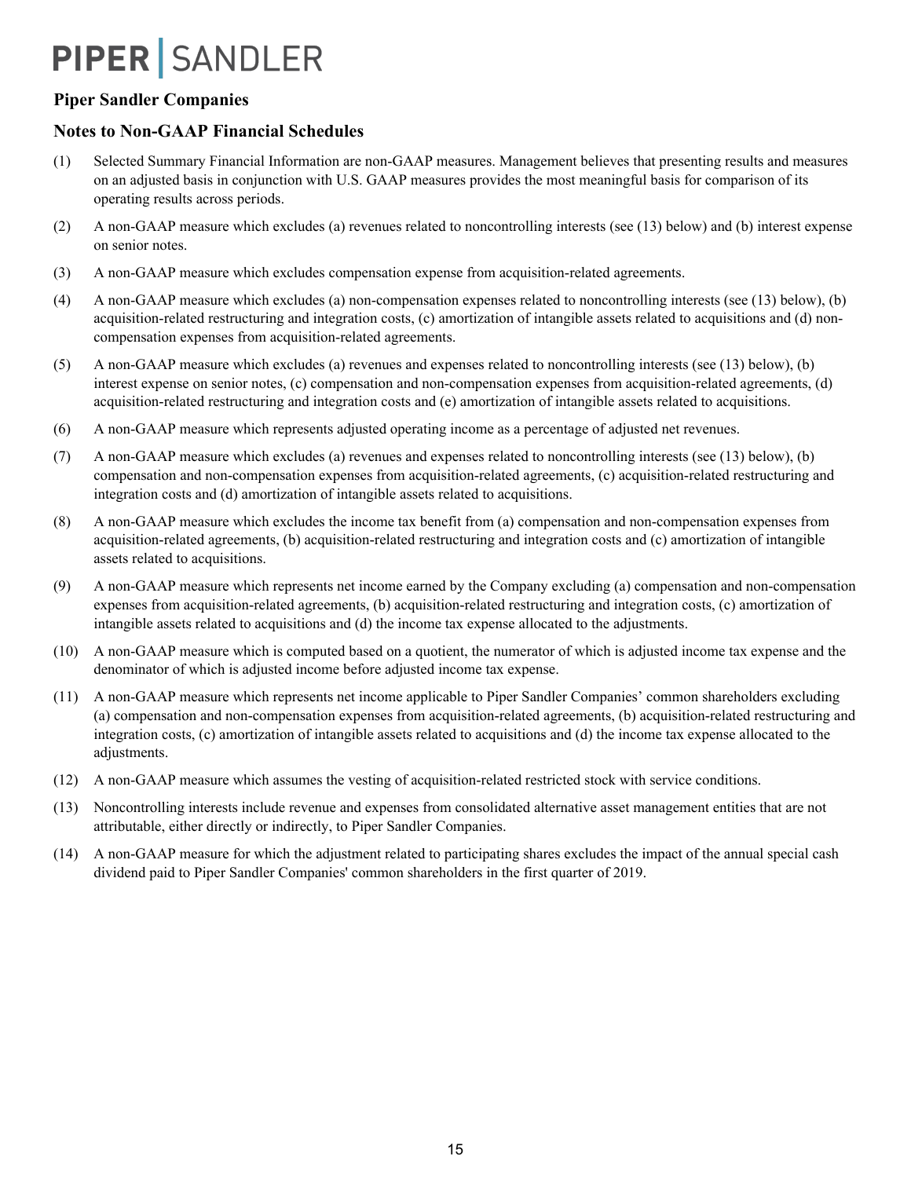# PIPER | SANDLER

## Piper Sandler Companies

## Notes to Non-GAAP Financial Schedules

(1) Selected Summary Financial Information are non-GAAP measures. Management believes that presenting results and measures on an adjusted basis in conjunction with U.S. GAAP measures provides the most meaningful basis for comparison of its operating results across periods.

(2) A non-GAAP measure which excludes (a) revenues related to noncontrolling interests (see (13) below) and (b) interest expense on senior notes.

(3) A non-GAAP measure which excludes compensation expense from acquisition-related agreements.

(4) A non-GAAP measure which excludes (a) non-compensation expenses related to noncontrolling interests (see (13) below), (b) acquisition-related restructuring and integration costs, (c) amortization of intangible assets related to acquisitions and (d) non-compensation expenses from acquisition-related agreements.

(5) A non-GAAP measure which excludes (a) revenues and expenses related to noncontrolling interests (see (13) below), (b) interest expense on senior notes, (c) compensation and non-compensation expenses from acquisition-related agreements, (d) acquisition-related restructuring and integration costs and (e) amortization of intangible assets related to acquisitions.

(6) A non-GAAP measure which represents adjusted operating income as a percentage of adjusted net revenues.

(7) A non-GAAP measure which excludes (a) revenues and expenses related to noncontrolling interests (see (13) below), (b) compensation and non-compensation expenses from acquisition-related agreements, (c) acquisition-related restructuring and integration costs and (d) amortization of intangible assets related to acquisitions.

(8) A non-GAAP measure which excludes the income tax benefit from (a) compensation and non-compensation expenses from acquisition-related agreements, (b) acquisition-related restructuring and integration costs and (c) amortization of intangible assets related to acquisitions.

(9) A non-GAAP measure which represents net income earned by the Company excluding (a) compensation and non-compensation expenses from acquisition-related agreements, (b) acquisition-related restructuring and integration costs, (c) amortization of intangible assets related to acquisitions and (d) the income tax expense allocated to the adjustments.

(10) A non-GAAP measure which is computed based on a quotient, the numerator of which is adjusted income tax expense and the denominator of which is adjusted income before adjusted income tax expense.

(11) A non-GAAP measure which represents net income applicable to Piper Sandler Companies' common shareholders excluding (a) compensation and non-compensation expenses from acquisition-related agreements, (b) acquisition-related restructuring and integration costs, (c) amortization of intangible assets related to acquisitions and (d) the income tax expense allocated to the adjustments.

(12) A non-GAAP measure which assumes the vesting of acquisition-related restricted stock with service conditions.

(13) Noncontrolling interests include revenue and expenses from consolidated alternative asset management entities that are not attributable, either directly or indirectly, to Piper Sandler Companies.

(14) A non-GAAP measure for which the adjustment related to participating shares excludes the impact of the annual special cash dividend paid to Piper Sandler Companies' common shareholders in the first quarter of 2019.